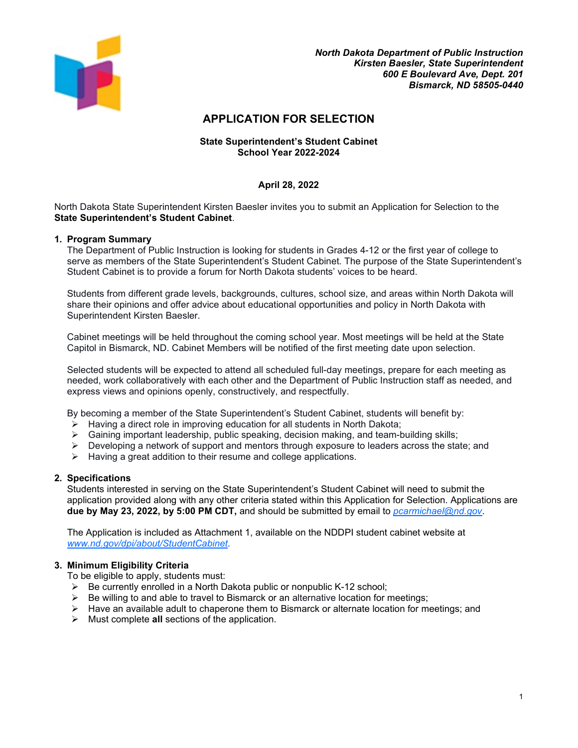*North Dakota Department of Public Instruction*
*Kirsten Baesler, State Superintendent*
*600 E Boulevard Ave, Dept. 201*
*Bismarck, ND 58505-0440*

# APPLICATION FOR SELECTION

**State Superintendent's Student Cabinet**
**School Year 2022-2024**

**April 28, 2022**

North Dakota State Superintendent Kirsten Baesler invites you to submit an Application for Selection to the **State Superintendent's Student Cabinet**.

## 1. Program Summary

The Department of Public Instruction is looking for students in Grades 4-12 or the first year of college to serve as members of the State Superintendent's Student Cabinet. The purpose of the State Superintendent's Student Cabinet is to provide a forum for North Dakota students' voices to be heard.

Students from different grade levels, backgrounds, cultures, school size, and areas within North Dakota will share their opinions and offer advice about educational opportunities and policy in North Dakota with Superintendent Kirsten Baesler.

Cabinet meetings will be held throughout the coming school year. Most meetings will be held at the State Capitol in Bismarck, ND. Cabinet Members will be notified of the first meeting date upon selection.

Selected students will be expected to attend all scheduled full-day meetings, prepare for each meeting as needed, work collaboratively with each other and the Department of Public Instruction staff as needed, and express views and opinions openly, constructively, and respectfully.

By becoming a member of the State Superintendent's Student Cabinet, students will benefit by:

- Having a direct role in improving education for all students in North Dakota;
- Gaining important leadership, public speaking, decision making, and team-building skills;
- Developing a network of support and mentors through exposure to leaders across the state; and
- Having a great addition to their resume and college applications.

## 2. Specifications

Students interested in serving on the State Superintendent's Student Cabinet will need to submit the application provided along with any other criteria stated within this Application for Selection. Applications are **due by May 23, 2022, by 5:00 PM CDT,** and should be submitted by email to *pcarmichael@nd.gov*.

The Application is included as Attachment 1, available on the NDDPI student cabinet website at *www.nd.gov/dpi/about/StudentCabinet*.

## 3. Minimum Eligibility Criteria

To be eligible to apply, students must:

- Be currently enrolled in a North Dakota public or nonpublic K-12 school;
- Be willing to and able to travel to Bismarck or an alternative location for meetings;
- Have an available adult to chaperone them to Bismarck or alternate location for meetings; and
- Must complete **all** sections of the application.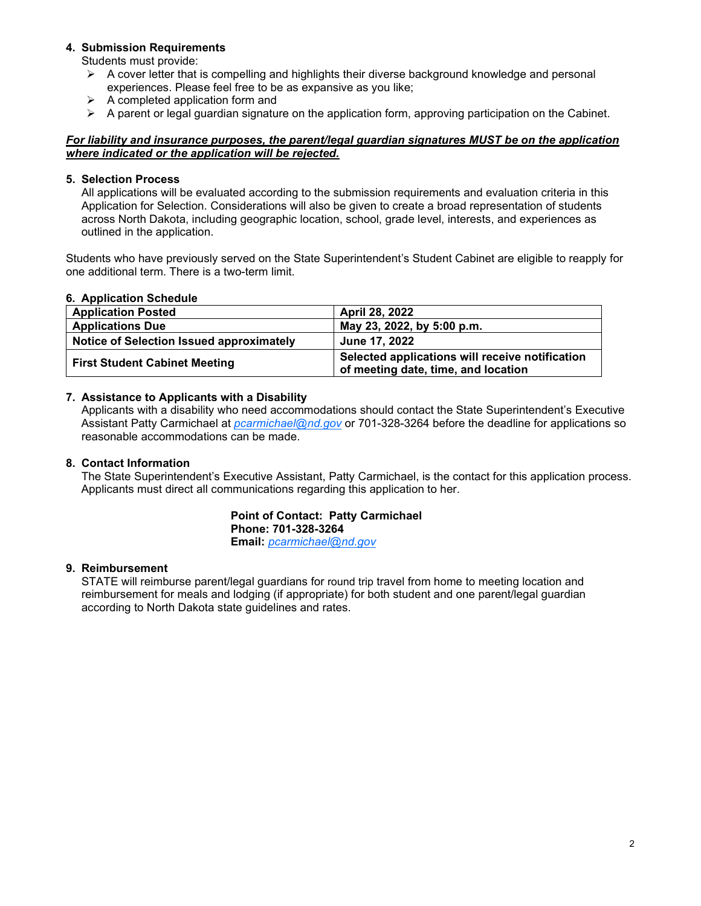### 4. Submission Requirements

Students must provide:

- A cover letter that is compelling and highlights their diverse background knowledge and personal experiences. Please feel free to be as expansive as you like;
- A completed application form and
- A parent or legal guardian signature on the application form, approving participation on the Cabinet.

***For liability and insurance purposes, the parent/legal guardian signatures MUST be on the application where indicated or the application will be rejected.***

### 5. Selection Process

All applications will be evaluated according to the submission requirements and evaluation criteria in this Application for Selection. Considerations will also be given to create a broad representation of students across North Dakota, including geographic location, school, grade level, interests, and experiences as outlined in the application.

Students who have previously served on the State Superintendent's Student Cabinet are eligible to reapply for one additional term. There is a two-term limit.

### 6. Application Schedule

| | |
|---|---|
| **Application Posted** | **April 28, 2022** |
| **Applications Due** | **May 23, 2022, by 5:00 p.m.** |
| **Notice of Selection Issued approximately** | **June 17, 2022** |
| **First Student Cabinet Meeting** | **Selected applications will receive notification of meeting date, time, and location** |

### 7. Assistance to Applicants with a Disability

Applicants with a disability who need accommodations should contact the State Superintendent's Executive Assistant Patty Carmichael at pcarmichael@nd.gov or 701-328-3264 before the deadline for applications so reasonable accommodations can be made.

### 8. Contact Information

The State Superintendent's Executive Assistant, Patty Carmichael, is the contact for this application process. Applicants must direct all communications regarding this application to her.

**Point of Contact: Patty Carmichael**
**Phone: 701-328-3264**
**Email:** pcarmichael@nd.gov

### 9. Reimbursement

STATE will reimburse parent/legal guardians for round trip travel from home to meeting location and reimbursement for meals and lodging (if appropriate) for both student and one parent/legal guardian according to North Dakota state guidelines and rates.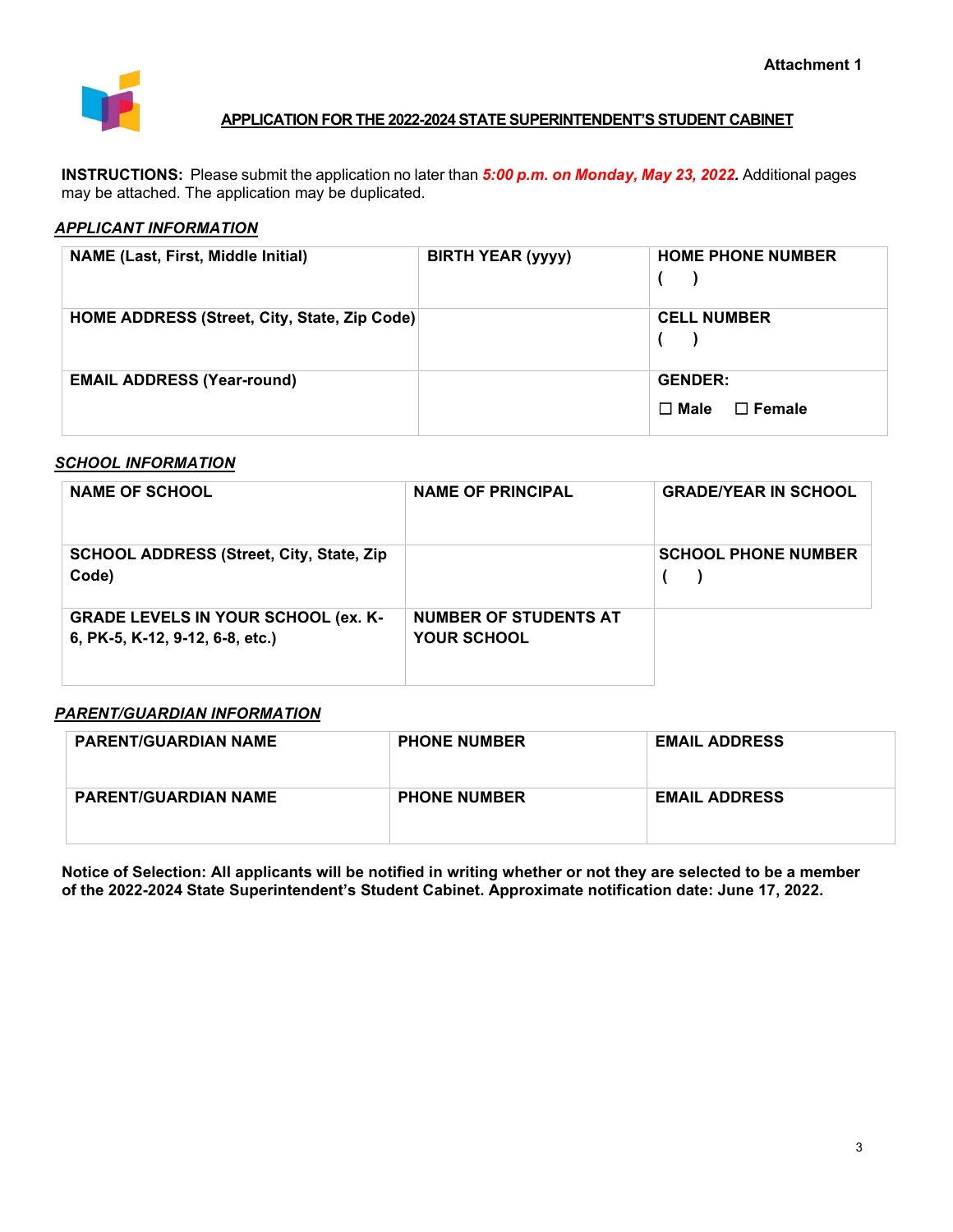Attachment 1

## APPLICATION FOR THE 2022-2024 STATE SUPERINTENDENT'S STUDENT CABINET

**INSTRUCTIONS:** Please submit the application no later than ***5:00 p.m. on Monday, May 23, 2022.*** Additional pages may be attached. The application may be duplicated.

### *APPLICANT INFORMATION*

| NAME (Last, First, Middle Initial) | BIRTH YEAR (yyyy) | HOME PHONE NUMBER<br>(     ) |
|---|---|---|
| HOME ADDRESS (Street, City, State, Zip Code) | | CELL NUMBER<br>(     ) |
| EMAIL ADDRESS (Year-round) | | GENDER:<br>☐ Male ☐ Female |

### *SCHOOL INFORMATION*

| NAME OF SCHOOL | NAME OF PRINCIPAL | GRADE/YEAR IN SCHOOL |
|---|---|---|
| SCHOOL ADDRESS (Street, City, State, Zip Code) | | SCHOOL PHONE NUMBER<br>(     ) |
| GRADE LEVELS IN YOUR SCHOOL (ex. K-6, PK-5, K-12, 9-12, 6-8, etc.) | NUMBER OF STUDENTS AT YOUR SCHOOL | |

### *PARENT/GUARDIAN INFORMATION*

| PARENT/GUARDIAN NAME | PHONE NUMBER | EMAIL ADDRESS |
|---|---|---|
| PARENT/GUARDIAN NAME | PHONE NUMBER | EMAIL ADDRESS |

**Notice of Selection: All applicants will be notified in writing whether or not they are selected to be a member of the 2022-2024 State Superintendent's Student Cabinet. Approximate notification date: June 17, 2022.**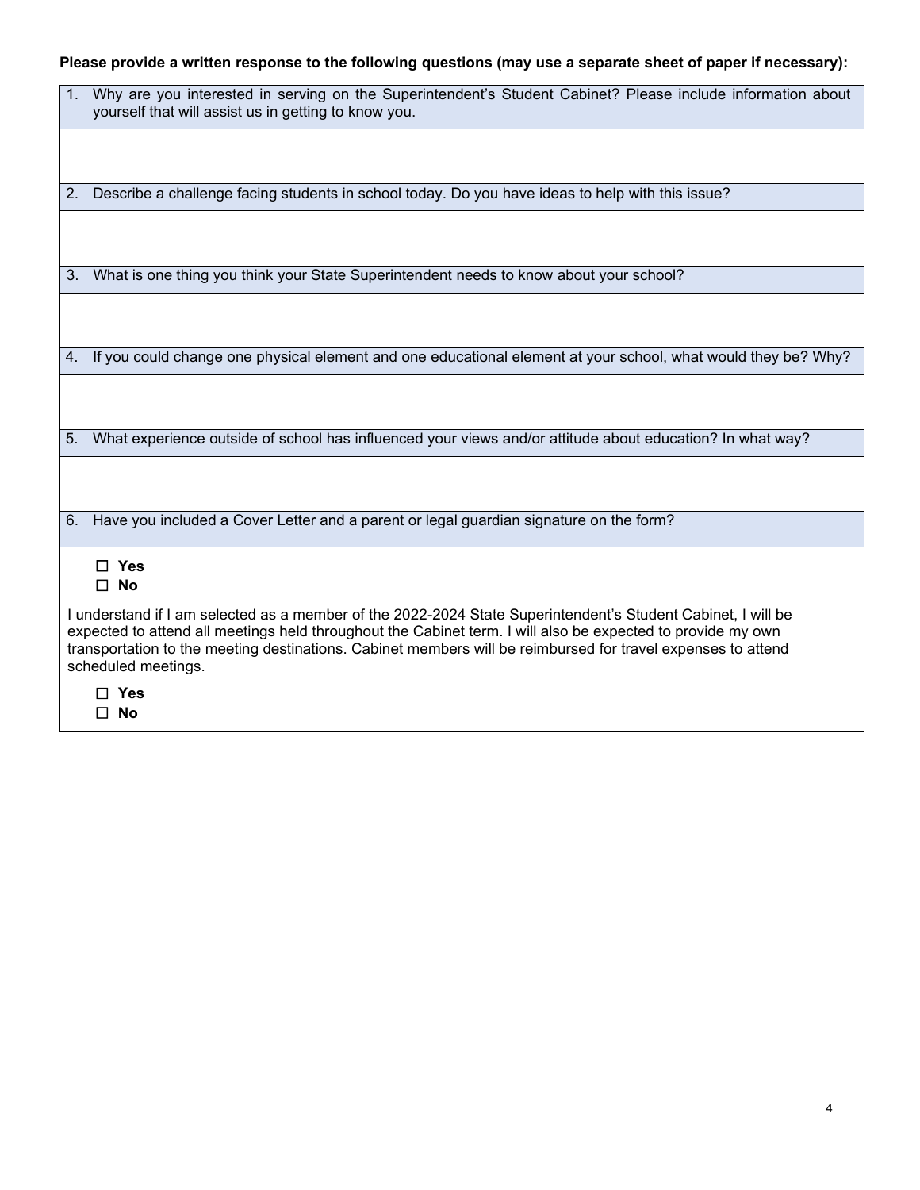**Please provide a written response to the following questions (may use a separate sheet of paper if necessary):**

1. Why are you interested in serving on the Superintendent's Student Cabinet? Please include information about yourself that will assist us in getting to know you.

2. Describe a challenge facing students in school today. Do you have ideas to help with this issue?

3. What is one thing you think your State Superintendent needs to know about your school?

4. If you could change one physical element and one educational element at your school, what would they be? Why?

5. What experience outside of school has influenced your views and/or attitude about education? In what way?

6. Have you included a Cover Letter and a parent or legal guardian signature on the form?

   ☐ **Yes**
   ☐ **No**

I understand if I am selected as a member of the 2022-2024 State Superintendent's Student Cabinet, I will be expected to attend all meetings held throughout the Cabinet term. I will also be expected to provide my own transportation to the meeting destinations. Cabinet members will be reimbursed for travel expenses to attend scheduled meetings.

☐ **Yes**
☐ **No**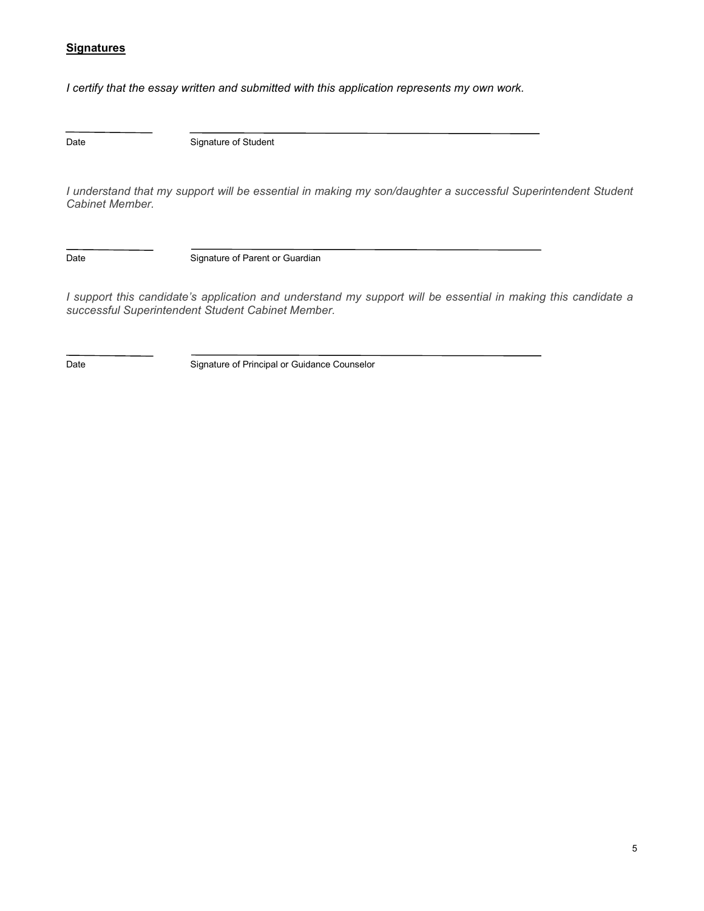**Signatures**

*I certify that the essay written and submitted with this application represents my own work.*

\_\_\_\_\_\_\_\_\_\_\_\_\_\_\_ \_\_\_\_\_\_\_\_\_\_\_\_\_\_\_\_\_\_\_\_\_\_\_\_\_\_\_\_\_\_\_\_\_\_\_\_\_\_\_\_\_\_\_\_\_\_\_\_\_\_\_\_\_\_\_\_

Date Signature of Student

*I understand that my support will be essential in making my son/daughter a successful Superintendent Student Cabinet Member.*

\_\_\_\_\_\_\_\_\_\_\_\_\_\_\_ \_\_\_\_\_\_\_\_\_\_\_\_\_\_\_\_\_\_\_\_\_\_\_\_\_\_\_\_\_\_\_\_\_\_\_\_\_\_\_\_\_\_\_\_\_\_\_\_\_\_\_\_\_\_\_\_

Date Signature of Parent or Guardian

*I support this candidate's application and understand my support will be essential in making this candidate a successful Superintendent Student Cabinet Member.*

\_\_\_\_\_\_\_\_\_\_\_\_\_\_\_ \_\_\_\_\_\_\_\_\_\_\_\_\_\_\_\_\_\_\_\_\_\_\_\_\_\_\_\_\_\_\_\_\_\_\_\_\_\_\_\_\_\_\_\_\_\_\_\_\_\_\_\_\_\_\_\_

Date Signature of Principal or Guidance Counselor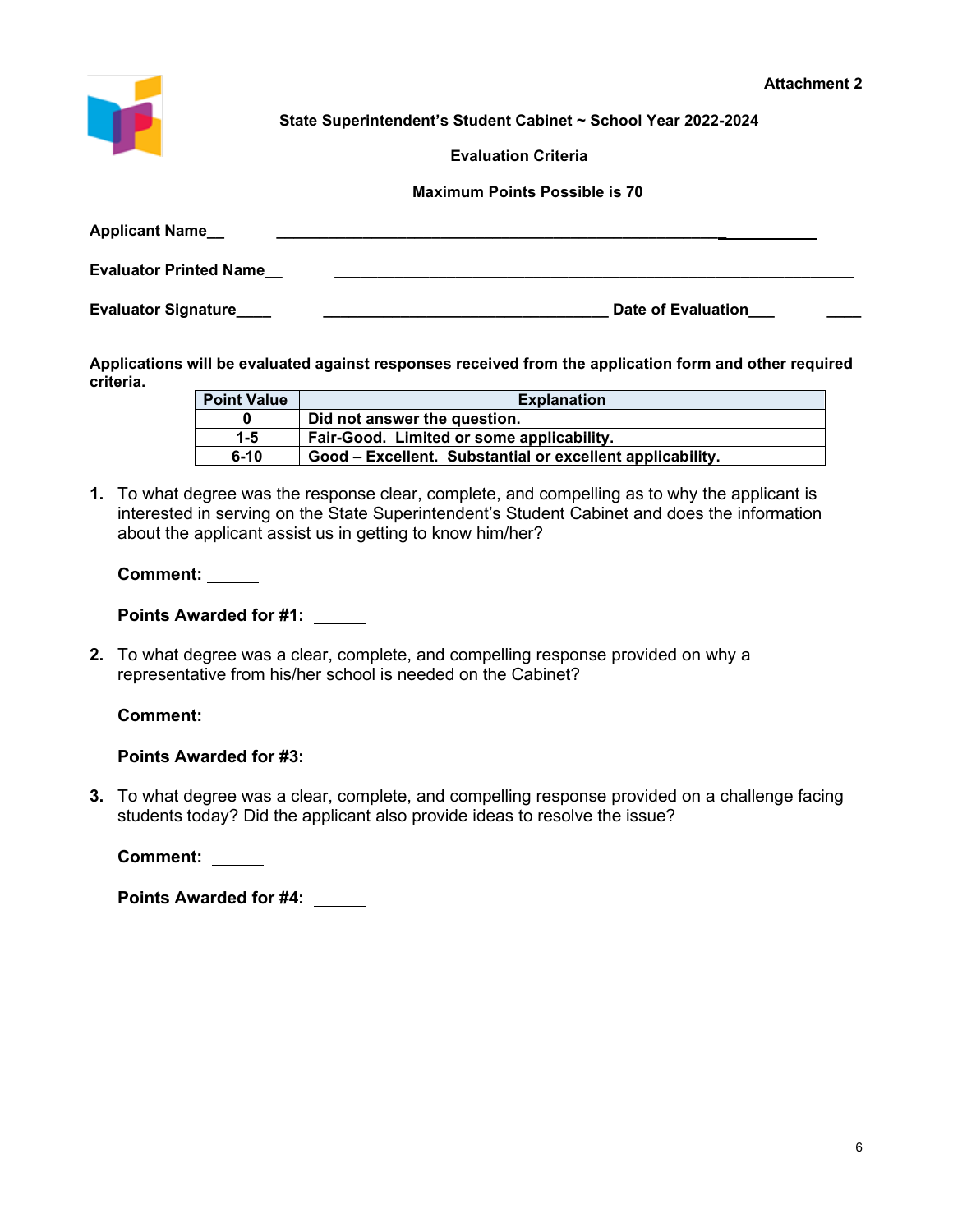**Attachment 2**

**State Superintendent's Student Cabinet ~ School Year 2022-2024**

**Evaluation Criteria**

**Maximum Points Possible is 70**

**Applicant Name**__ ____________________________________________________________

**Evaluator Printed Name**__ ____________________________________________________________

**Evaluator Signature**____ ________________________________ **Date of Evaluation**___ ____

**Applications will be evaluated against responses received from the application form and other required criteria.**

| Point Value | Explanation |
|---|---|
| 0 | Did not answer the question. |
| 1-5 | Fair-Good. Limited or some applicability. |
| 6-10 | Good – Excellent. Substantial or excellent applicability. |

1. To what degree was the response clear, complete, and compelling as to why the applicant is interested in serving on the State Superintendent's Student Cabinet and does the information about the applicant assist us in getting to know him/her?

   **Comment:** ______

   **Points Awarded for #1:** ______

2. To what degree was a clear, complete, and compelling response provided on why a representative from his/her school is needed on the Cabinet?

   **Comment:** ______

   **Points Awarded for #3:** ______

3. To what degree was a clear, complete, and compelling response provided on a challenge facing students today? Did the applicant also provide ideas to resolve the issue?

   **Comment:** ______

   **Points Awarded for #4:** ______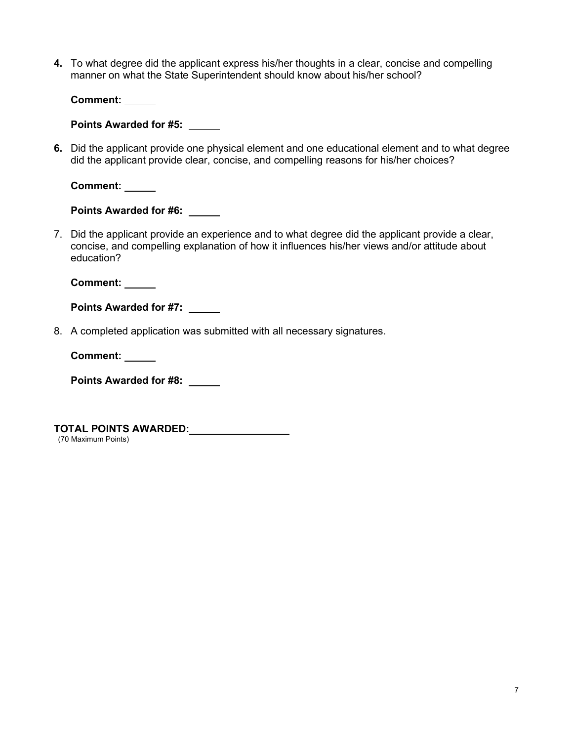**4.** To what degree did the applicant express his/her thoughts in a clear, concise and compelling manner on what the State Superintendent should know about his/her school?

**Comment:** _____

**Points Awarded for #5:** _____

**6.** Did the applicant provide one physical element and one educational element and to what degree did the applicant provide clear, concise, and compelling reasons for his/her choices?

**Comment:** _____

**Points Awarded for #6:** _____

7. Did the applicant provide an experience and to what degree did the applicant provide a clear, concise, and compelling explanation of how it influences his/her views and/or attitude about education?

**Comment:** _____

**Points Awarded for #7:** _____

8. A completed application was submitted with all necessary signatures.

**Comment:** _____

**Points Awarded for #8:** _____

**TOTAL POINTS AWARDED:**__________________
(70 Maximum Points)